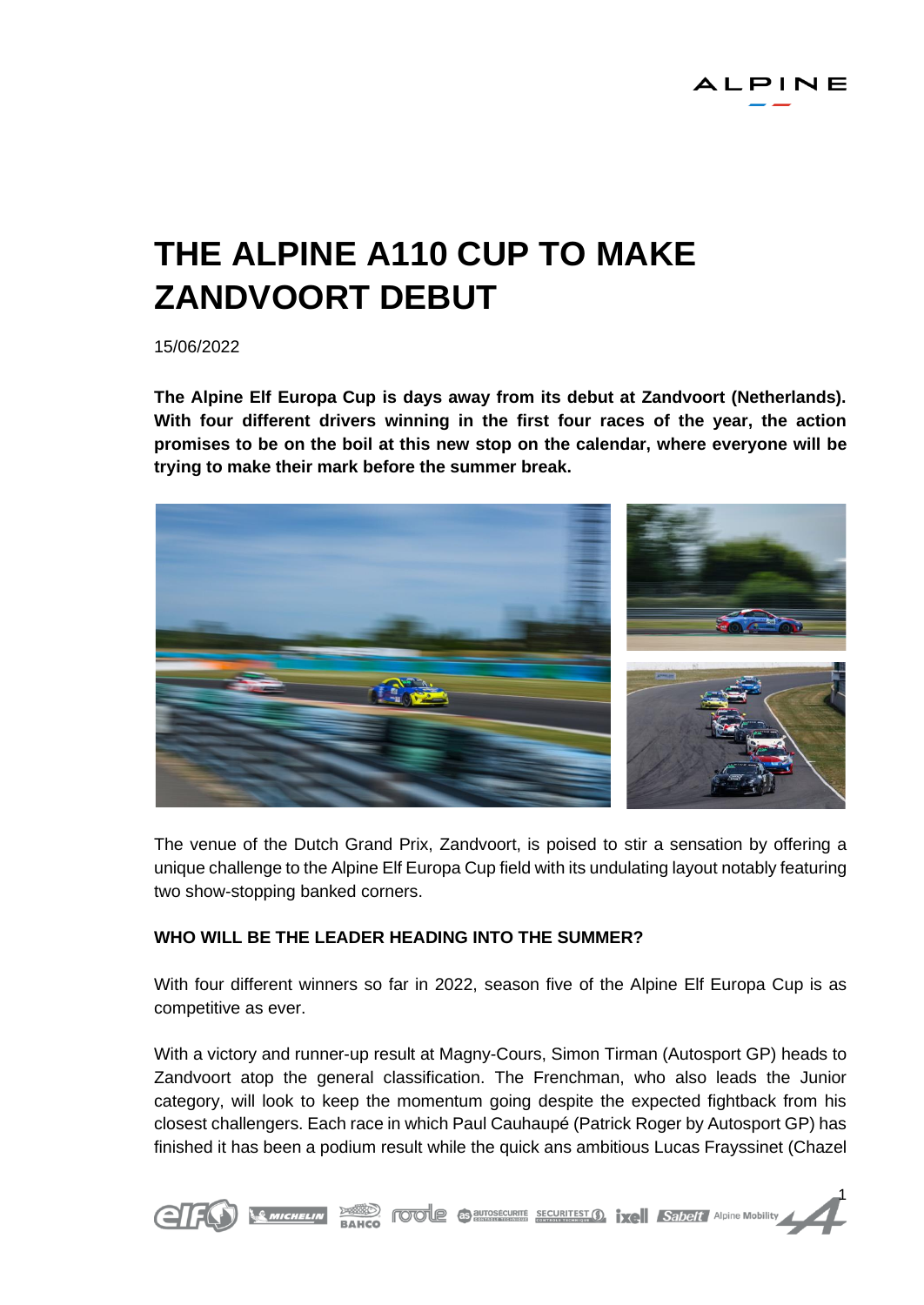# THE ALPINE A110 CUP TO MAKE ZANDVOORT DEBUT

15/06/2022

**The Alpine Elf Europa Cup is days away from its debut at Zandvoort (Netherlands). With four different drivers winning in the first four races of the year, the action promises to be on the boil at this new stop on the calendar, where everyone will be trying to make their mark before the summer break.**

The venue of the Dutch Grand Prix, Zandvoort, is poised to stir a sensation by offering a unique challenge to the Alpine Elf Europa Cup field with its undulating layout notably featuring two show-stopping banked corners.

### WHO WILL BE THE LEADER HEADING INTO THE SUMMER?

With four different winners so far in 2022, season five of the Alpine Elf Europa Cup is as competitive as ever.

With a victory and runner-up result at Magny-Cours, Simon Tirman (Autosport GP) heads to Zandvoort atop the general classification. The Frenchman, who also leads the Junior category, will look to keep the momentum going despite the expected fightback from his closest challengers. Each race in which Paul Cauhaupé (Patrick Roger by Autosport GP) has finished it has been a podium result while the quick ans ambitious Lucas Frayssinet (Chazel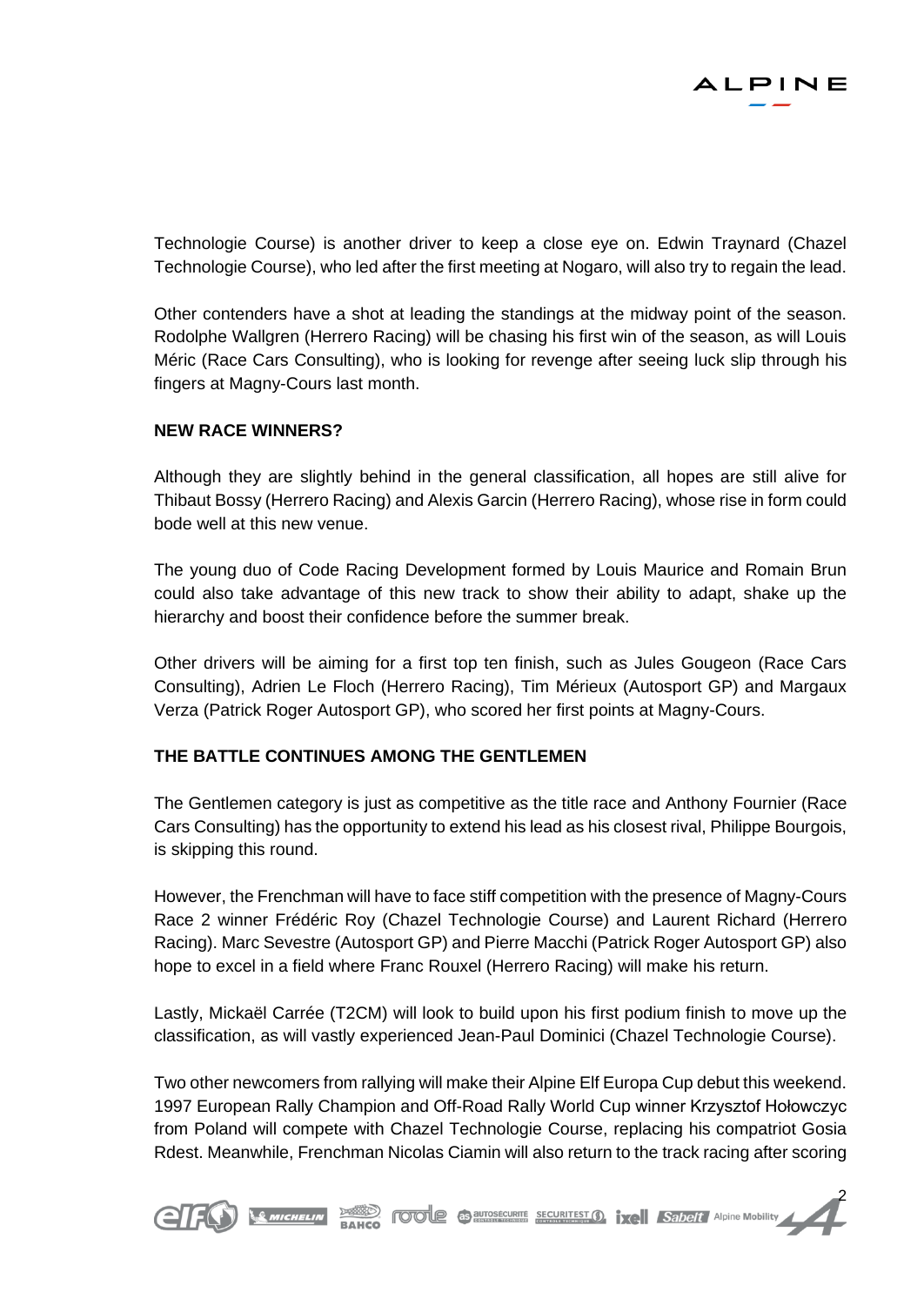Technologie Course) is another driver to keep a close eye on. Edwin Traynard (Chazel Technologie Course), who led after the first meeting at Nogaro, will also try to regain the lead.

Other contenders have a shot at leading the standings at the midway point of the season. Rodolphe Wallgren (Herrero Racing) will be chasing his first win of the season, as will LouisMéric (Race Cars Consulting), who is looking for revenge after seeing luck slip through his fingers at Magny-Cours last month.

**NEW RACE WINNERS?**

Although they are slightly behind in the general classification, all hopes are still alive for Thibaut Bossy (Herrero Racing) and Alexis Garcin (Herrero Racing), whose rise in form could bode well at this new venue.

The young duo of Code Racing Development formed by Louis Maurice and Romain Brun could also take advantage of this new track to show their ability to adapt, shake up the hierarchy and boost their confidence before the summer break.

Other drivers will be aiming for a first top ten finish, such as Jules Gougeon (Race Cars Consulting), Adrien Le Floch (Herrero Racing), Tim Mérieux (Autosport GP) and Margaux Verza (Patrick Roger Autosport GP), who scored her first points at Magny-Cours.

**THE BATTLE CONTINUES AMONG THE GENTLEMEN**

The Gentlemen category is just as competitive as the title race and Anthony Fournier (Race Cars Consulting) has the opportunity to extend his lead as his closest rival, Philippe Bourgois, is skipping this round.

However, the Frenchman will have to face stiff competition with the presence of Magny-Cours Race 2 winner Frédéric Roy (Chazel Technologie Course) and Laurent Richard (Herrero Racing). Marc Sevestre (Autosport GP) and Pierre Macchi (Patrick Roger Autosport GP) also hope to excel in a field where Franc Rouxel (Herrero Racing) will make his return.

Lastly, Mickaël Carrée (T2CM) will look to build upon his first podium finish to move up the classification, as will vastly experienced Jean-Paul Dominici (Chazel Technologie Course).

Two other newcomers from rallying will make their Alpine Elf Europa Cup debut this weekend. 1997 European Rally Champion and Off-Road Rally World Cup winner Krzysztof Hołowczyc from Poland will compete with Chazel Technologie Course, replacing his compatriot Gosia Rdest. Meanwhile, Frenchman Nicolas Ciamin will also return to the track racing after scoring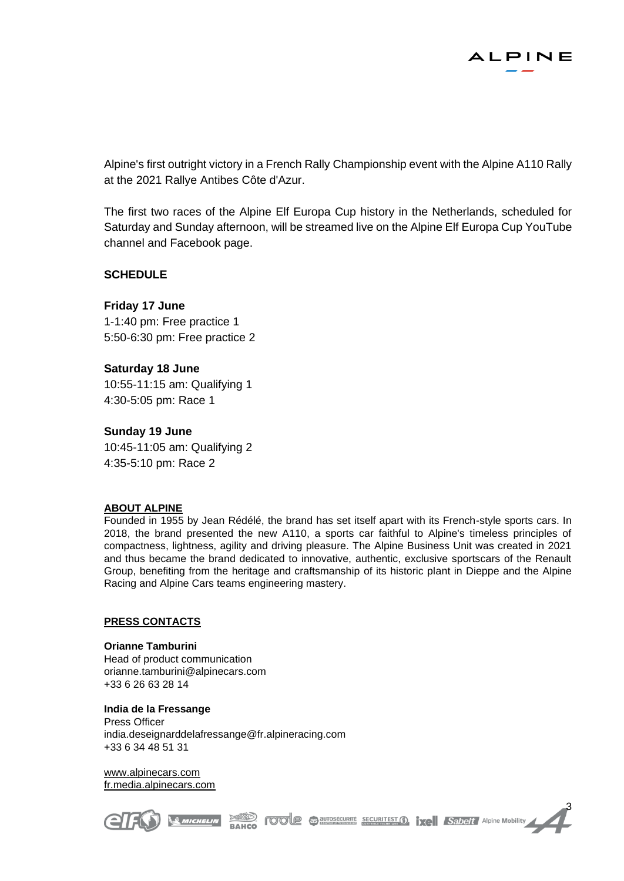Alpine's first outright victory in a French Rally Championship event with the Alpine A110 Rally at the 2021 Rallye Antibes Côte d'Azur.

The first two races of the Alpine Elf Europa Cup history in the Netherlands, scheduled for Saturday and Sunday afternoon, will be streamed live on the Alpine Elf Europa Cup YouTube channel and Facebook page.

## SCHEDULE

**Friday 17 June**
1-1:40 pm: Free practice 1
5:50-6:30 pm: Free practice 2

**Saturday 18 June**
10:55-11:15 am: Qualifying 1
4:30-5:05 pm: Race 1

**Sunday 19 June**
10:45-11:05 am: Qualifying 2
4:35-5:10 pm: Race 2

**ABOUT ALPINE**

Founded in 1955 by Jean Rédélé, the brand has set itself apart with its French-style sports cars. In 2018, the brand presented the new A110, a sports car faithful to Alpine's timeless principles of compactness, lightness, agility and driving pleasure. The Alpine Business Unit was created in 2021 and thus became the brand dedicated to innovative, authentic, exclusive sportscars of the Renault Group, benefiting from the heritage and craftsmanship of its historic plant in Dieppe and the Alpine Racing and Alpine Cars teams engineering mastery.

**PRESS CONTACTS**

**Orianne Tamburini**
Head of product communication
orianne.tamburini@alpinecars.com
+33 6 26 63 28 14

**India de la Fressange**
Press Officer
india.deseignarddelafressange@fr.alpineracing.com
+33 6 34 48 51 31

www.alpinecars.com
fr.media.alpinecars.com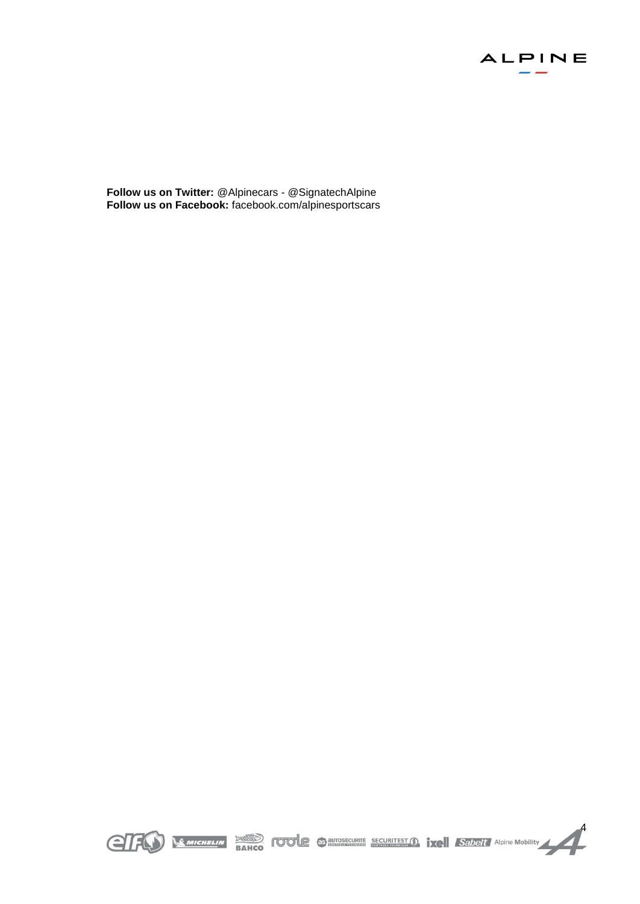**Follow us on Twitter:** @Alpinecars - @SignatechAlpine
**Follow us on Facebook:** facebook.com/alpinesportscars